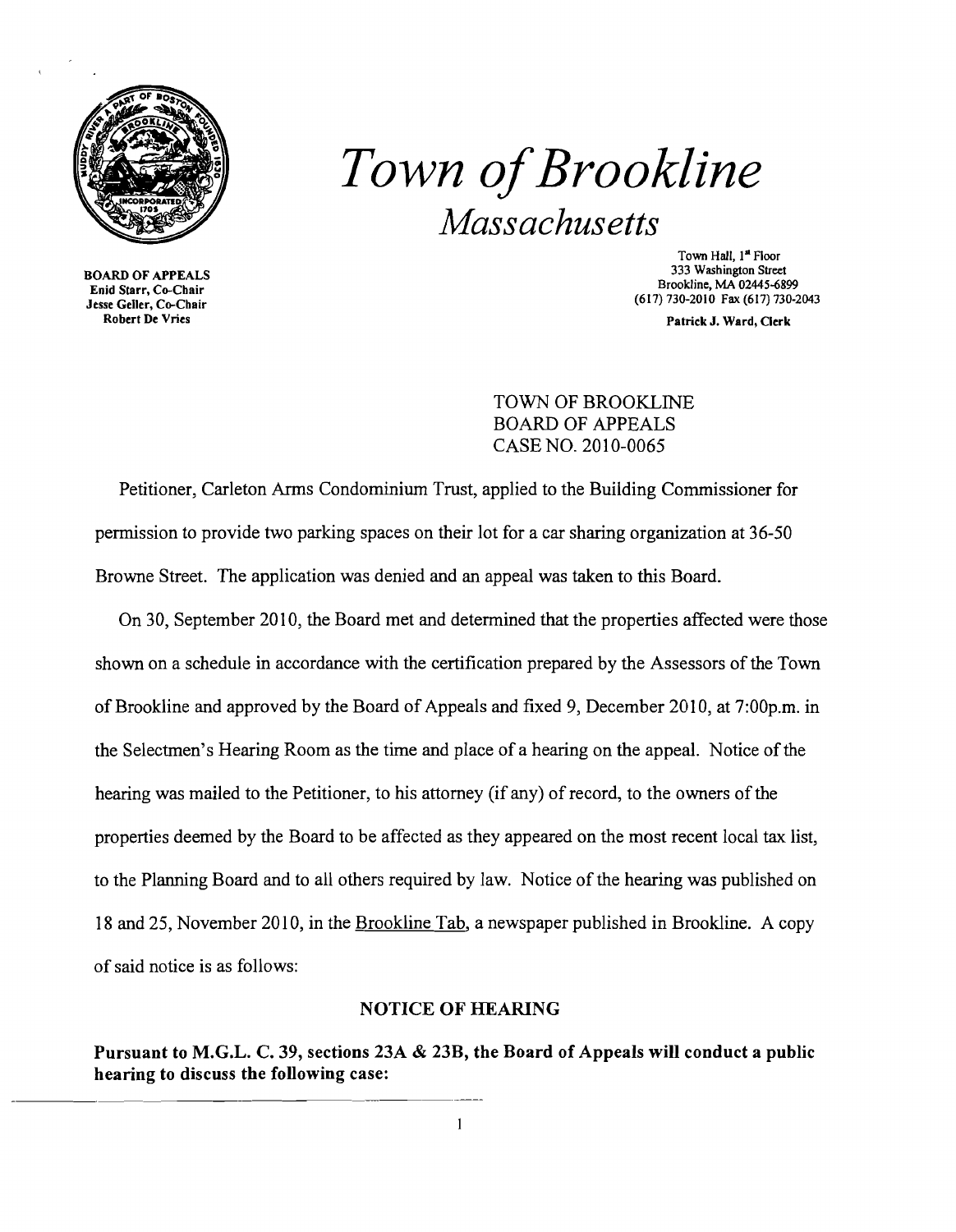# *Town of Brookline*

## *Massachusetts*

BOARD OF APPEALS
Enid Starr, Co-Chair
Jesse Geller, Co-Chair
Robert De Vries

Town Hall, 1st Floor
333 Washington Street
Brookline, MA 02445-6899
(617) 730-2010 Fax (617) 730-2043

Patrick J. Ward, Clerk

TOWN OF BROOKLINE
BOARD OF APPEALS
CASE NO. 2010-0065

Petitioner, Carleton Arms Condominium Trust, applied to the Building Commissioner for permission to provide two parking spaces on their lot for a car sharing organization at 36-50 Browne Street. The application was denied and an appeal was taken to this Board.

On 30, September 2010, the Board met and determined that the properties affected were those shown on a schedule in accordance with the certification prepared by the Assessors of the Town of Brookline and approved by the Board of Appeals and fixed 9, December 2010, at 7:00p.m. in the Selectmen's Hearing Room as the time and place of a hearing on the appeal. Notice of the hearing was mailed to the Petitioner, to his attorney (if any) of record, to the owners of the properties deemed by the Board to be affected as they appeared on the most recent local tax list, to the Planning Board and to all others required by law. Notice of the hearing was published on 18 and 25, November 2010, in the Brookline Tab, a newspaper published in Brookline. A copy of said notice is as follows:

**NOTICE OF HEARING**

**Pursuant to M.G.L. C. 39, sections 23A & 23B, the Board of Appeals will conduct a public hearing to discuss the following case:**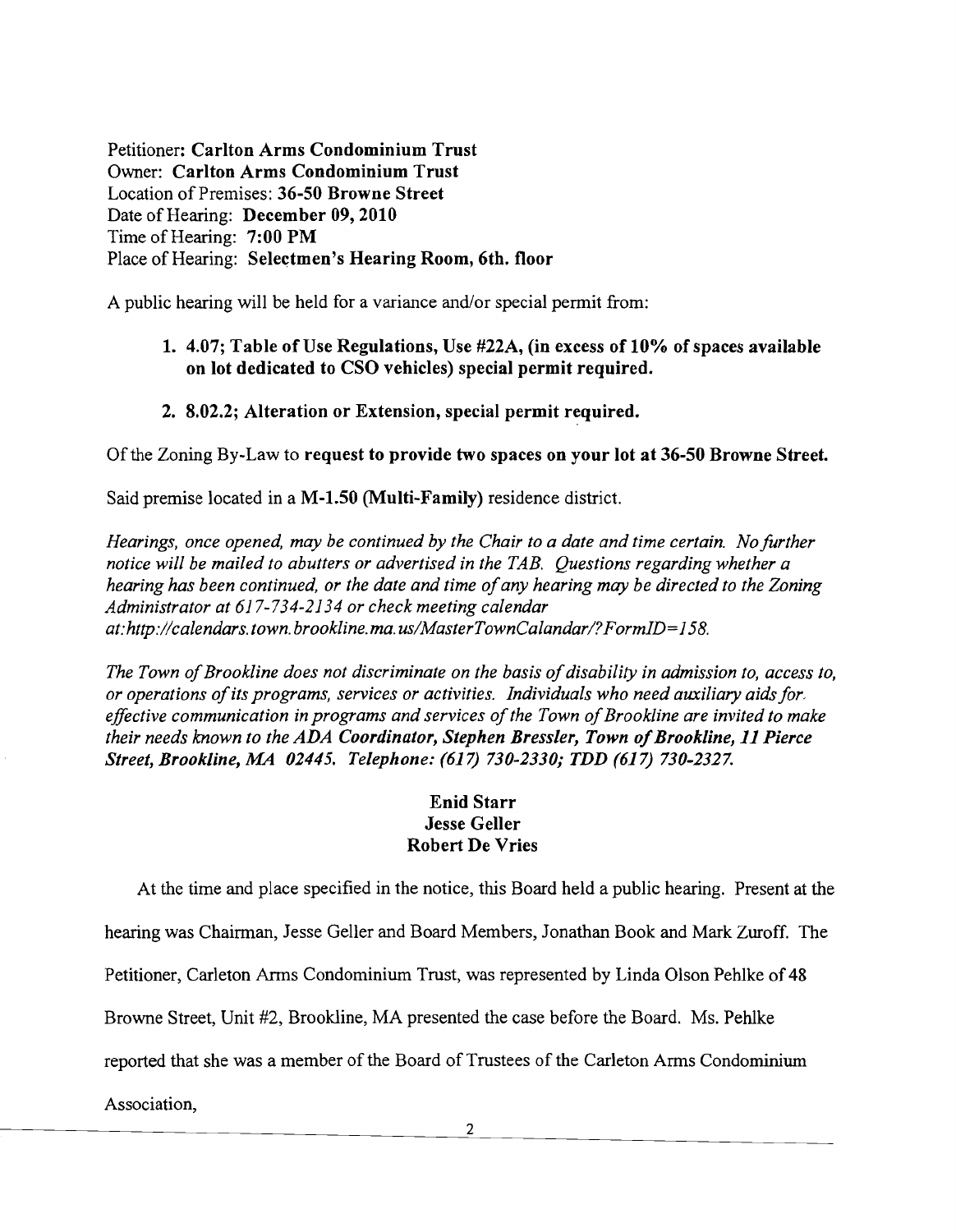Petitioner: **Carlton Arms Condominium Trust**
Owner: **Carlton Arms Condominium Trust**
Location of Premises: **36-50 Browne Street**
Date of Hearing: **December 09, 2010**
Time of Hearing: **7:00 PM**
Place of Hearing: **Selectmen's Hearing Room, 6th. floor**

A public hearing will be held for a variance and/or special permit from:

1. **4.07; Table of Use Regulations, Use #22A, (in excess of 10% of spaces available on lot dedicated to CSO vehicles) special permit required.**

2. **8.02.2; Alteration or Extension, special permit required.**

Of the Zoning By-Law to **request to provide two spaces on your lot at 36-50 Browne Street.**

Said premise located in a **M-1.50 (Multi-Family)** residence district.

*Hearings, once opened, may be continued by the Chair to a date and time certain. No further notice will be mailed to abutters or advertised in the TAB. Questions regarding whether a hearing has been continued, or the date and time of any hearing may be directed to the Zoning Administrator at 617-734-2134 or check meeting calendar at:http://calendars.town.brookline.ma.us/MasterTownCalandar/?FormID=158.*

*The Town of Brookline does not discriminate on the basis of disability in admission to, access to, or operations of its programs, services or activities. Individuals who need auxiliary aids for effective communication in programs and services of the Town of Brookline are invited to make their needs known to the **ADA Coordinator, Stephen Bressler, Town of Brookline, 11 Pierce Street, Brookline, MA 02445. Telephone: (617) 730-2330; TDD (617) 730-2327.***

**Enid Starr**
**Jesse Geller**
**Robert De Vries**

At the time and place specified in the notice, this Board held a public hearing. Present at the hearing was Chairman, Jesse Geller and Board Members, Jonathan Book and Mark Zuroff. The Petitioner, Carleton Arms Condominium Trust, was represented by Linda Olson Pehlke of 48 Browne Street, Unit #2, Brookline, MA presented the case before the Board. Ms. Pehlke reported that she was a member of the Board of Trustees of the Carleton Arms Condominium Association,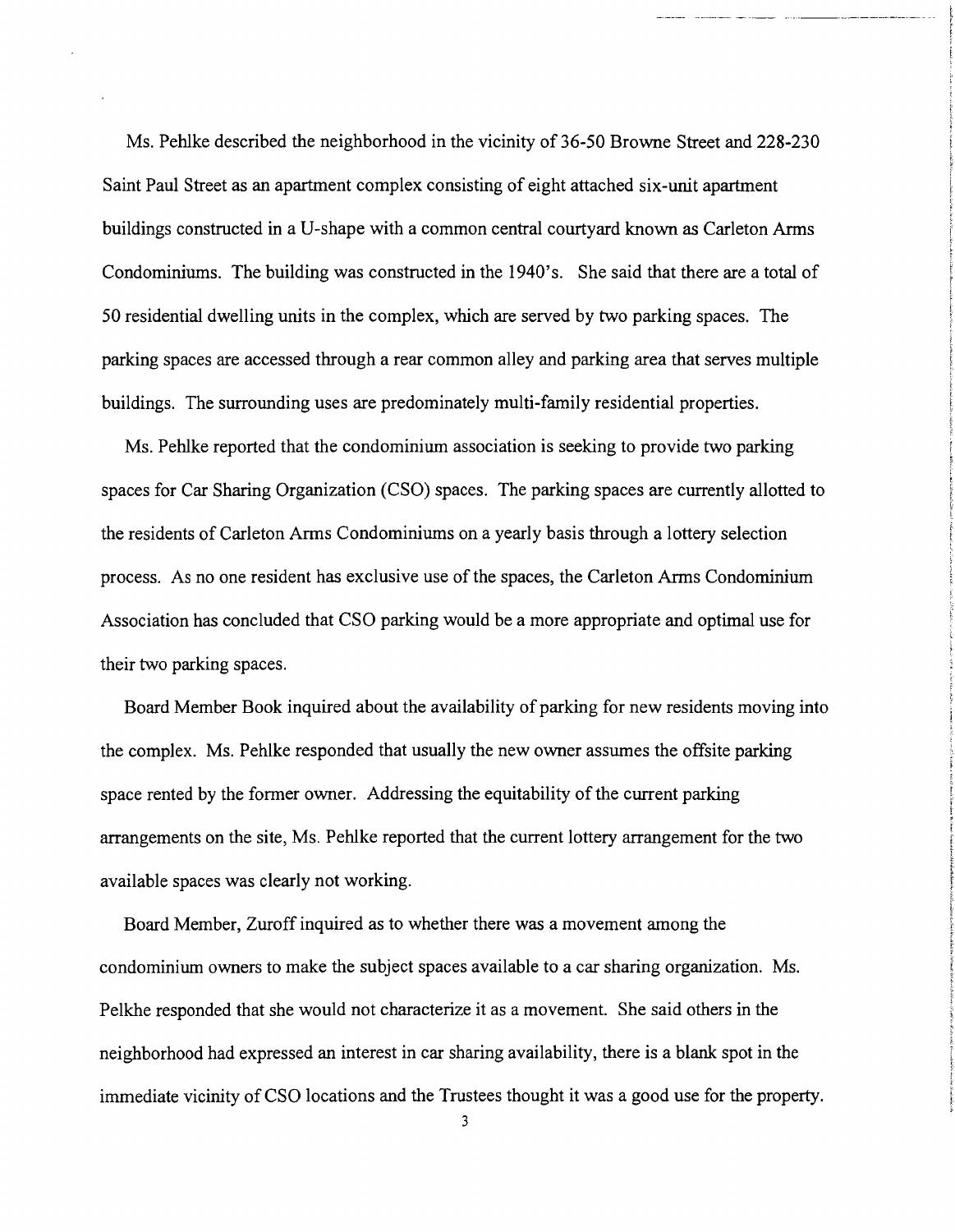Ms. Pehlke described the neighborhood in the vicinity of 36-50 Browne Street and 228-230 Saint Paul Street as an apartment complex consisting of eight attached six-unit apartment buildings constructed in a U-shape with a common central courtyard known as Carleton Arms Condominiums. The building was constructed in the 1940's. She said that there are a total of 50 residential dwelling units in the complex, which are served by two parking spaces. The parking spaces are accessed through a rear common alley and parking area that serves multiple buildings. The surrounding uses are predominately multi-family residential properties.

Ms. Pehlke reported that the condominium association is seeking to provide two parking spaces for Car Sharing Organization (CSO) spaces. The parking spaces are currently allotted to the residents of Carleton Arms Condominiums on a yearly basis through a lottery selection process. As no one resident has exclusive use of the spaces, the Carleton Arms Condominium Association has concluded that CSO parking would be a more appropriate and optimal use for their two parking spaces.

Board Member Book inquired about the availability of parking for new residents moving into the complex. Ms. Pehlke responded that usually the new owner assumes the offsite parking space rented by the former owner. Addressing the equitability of the current parking arrangements on the site, Ms. Pehlke reported that the current lottery arrangement for the two available spaces was clearly not working.

Board Member, Zuroff inquired as to whether there was a movement among the condominium owners to make the subject spaces available to a car sharing organization. Ms. Pelkhe responded that she would not characterize it as a movement. She said others in the neighborhood had expressed an interest in car sharing availability, there is a blank spot in the immediate vicinity of CSO locations and the Trustees thought it was a good use for the property.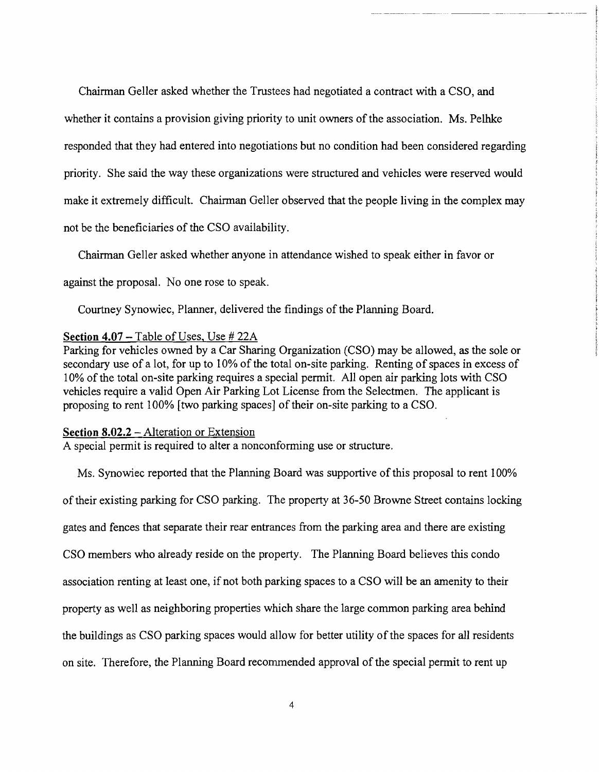Chairman Geller asked whether the Trustees had negotiated a contract with a CSO, and whether it contains a provision giving priority to unit owners of the association. Ms. Pelhke responded that they had entered into negotiations but no condition had been considered regarding priority. She said the way these organizations were structured and vehicles were reserved would make it extremely difficult. Chairman Geller observed that the people living in the complex may not be the beneficiaries of the CSO availability.

Chairman Geller asked whether anyone in attendance wished to speak either in favor or against the proposal. No one rose to speak.

Courtney Synowiec, Planner, delivered the findings of the Planning Board.

**<u>Section 4.07</u>** – <u>Table of Uses, Use # 22A</u>
Parking for vehicles owned by a Car Sharing Organization (CSO) may be allowed, as the sole or secondary use of a lot, for up to 10% of the total on-site parking. Renting of spaces in excess of 10% of the total on-site parking requires a special permit. All open air parking lots with CSO vehicles require a valid Open Air Parking Lot License from the Selectmen. The applicant is proposing to rent 100% [two parking spaces] of their on-site parking to a CSO.

**<u>Section 8.02.2</u>** – <u>Alteration or Extension</u>
A special permit is required to alter a nonconforming use or structure.

Ms. Synowiec reported that the Planning Board was supportive of this proposal to rent 100% of their existing parking for CSO parking. The property at 36-50 Browne Street contains locking gates and fences that separate their rear entrances from the parking area and there are existing CSO members who already reside on the property. The Planning Board believes this condo association renting at least one, if not both parking spaces to a CSO will be an amenity to their property as well as neighboring properties which share the large common parking area behind the buildings as CSO parking spaces would allow for better utility of the spaces for all residents on site. Therefore, the Planning Board recommended approval of the special permit to rent up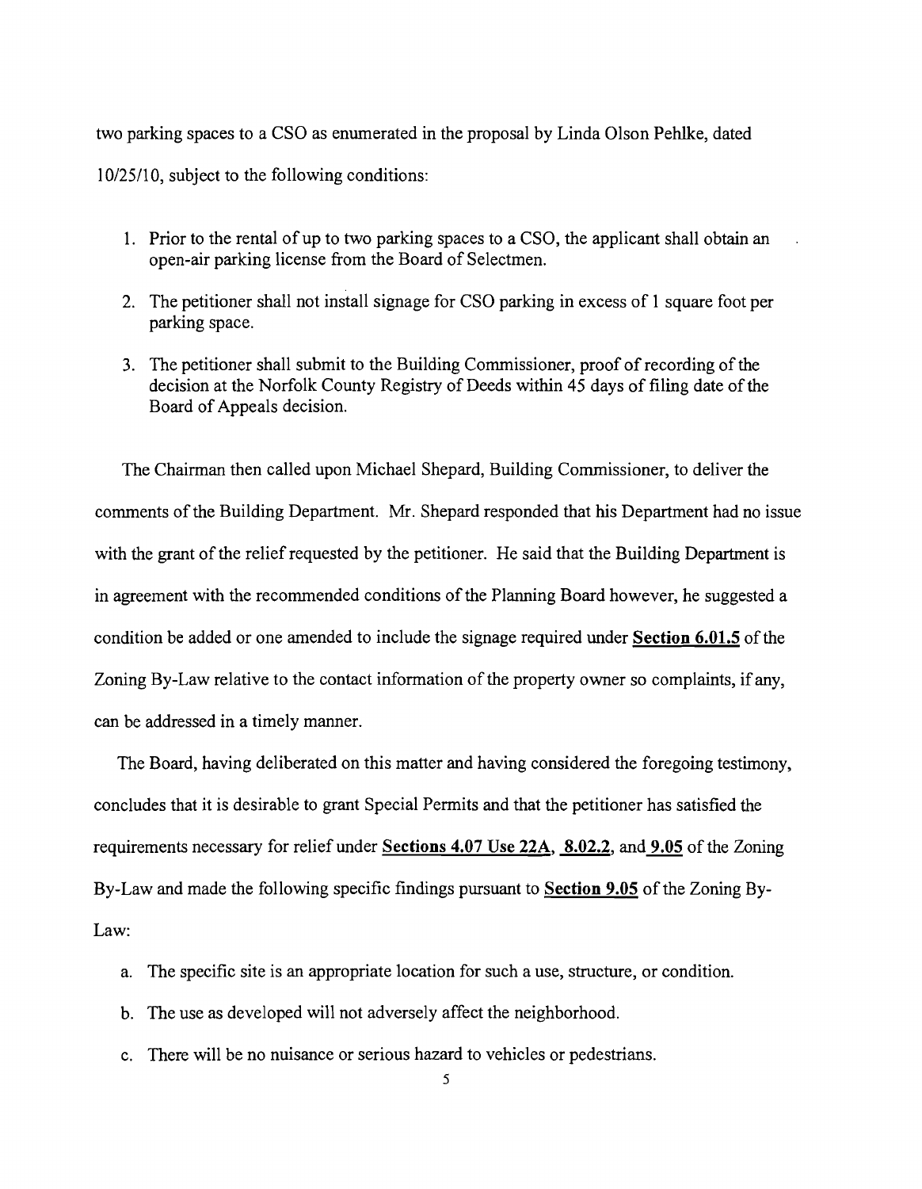two parking spaces to a CSO as enumerated in the proposal by Linda Olson Pehlke, dated 10/25/10, subject to the following conditions:

1. Prior to the rental of up to two parking spaces to a CSO, the applicant shall obtain an open-air parking license from the Board of Selectmen.
2. The petitioner shall not install signage for CSO parking in excess of 1 square foot per parking space.
3. The petitioner shall submit to the Building Commissioner, proof of recording of the decision at the Norfolk County Registry of Deeds within 45 days of filing date of the Board of Appeals decision.

The Chairman then called upon Michael Shepard, Building Commissioner, to deliver the comments of the Building Department. Mr. Shepard responded that his Department had no issue with the grant of the relief requested by the petitioner. He said that the Building Department is in agreement with the recommended conditions of the Planning Board however, he suggested a condition be added or one amended to include the signage required under **Section 6.01.5** of the Zoning By-Law relative to the contact information of the property owner so complaints, if any, can be addressed in a timely manner.

The Board, having deliberated on this matter and having considered the foregoing testimony, concludes that it is desirable to grant Special Permits and that the petitioner has satisfied the requirements necessary for relief under **Sections 4.07 Use 22A**, **8.02.2**, and **9.05** of the Zoning By-Law and made the following specific findings pursuant to **Section 9.05** of the Zoning By-Law:

a. The specific site is an appropriate location for such a use, structure, or condition.

b. The use as developed will not adversely affect the neighborhood.

c. There will be no nuisance or serious hazard to vehicles or pedestrians.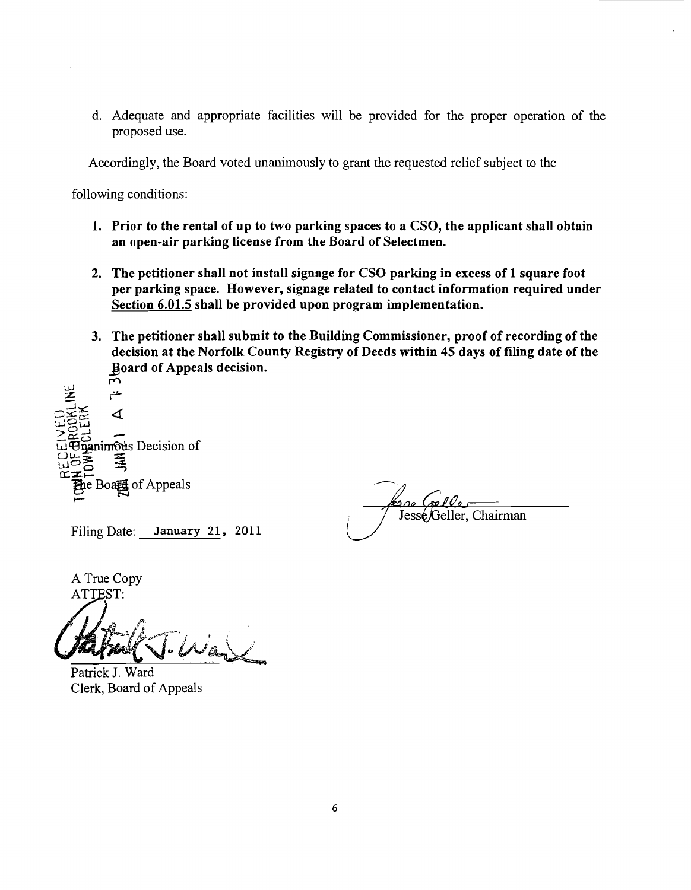d. Adequate and appropriate facilities will be provided for the proper operation of the proposed use.

Accordingly, the Board voted unanimously to grant the requested relief subject to the following conditions:

1. **Prior to the rental of up to two parking spaces to a CSO, the applicant shall obtain an open-air parking license from the Board of Selectmen.**

2. **The petitioner shall not install signage for CSO parking in excess of 1 square foot per parking space. However, signage related to contact information required under Section 6.01.5 shall be provided upon program implementation.**

3. **The petitioner shall submit to the Building Commissioner, proof of recording of the decision at the Norfolk County Registry of Deeds within 45 days of filing date of the Board of Appeals decision.**

RECEIVED TOWN OF BROOKLINE TOWN CLERK 2011 JAN 21 A 7:3

Unanimous Decision of
The Board of Appeals

Jesse Geller, Chairman

Filing Date: January 21, 2011

A True Copy
ATTEST:

Patrick J. Ward
Clerk, Board of Appeals